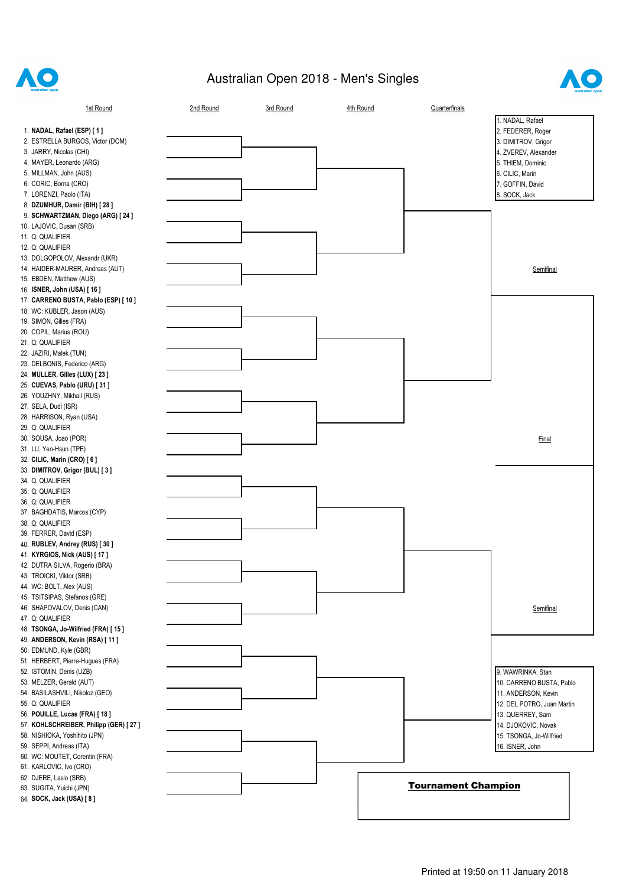# Australian Open 2018 - Men's Singles

**1st Round**

1. **NADAL, Rafael (ESP) [ 1 ]**
2. ESTRELLA BURGOS, Victor (DOM)
3. JARRY, Nicolas (CHI)
4. MAYER, Leonardo (ARG)
5. MILLMAN, John (AUS)
6. CORIC, Borna (CRO)
7. LORENZI, Paolo (ITA)
8. **DZUMHUR, Damir (BIH) [ 28 ]**
9. **SCHWARTZMAN, Diego (ARG) [ 24 ]**
10. LAJOVIC, Dusan (SRB)
11. Q: QUALIFIER
12. Q: QUALIFIER
13. DOLGOPOLOV, Alexandr (UKR)
14. HAIDER-MAURER, Andreas (AUT)
15. EBDEN, Matthew (AUS)
16. **ISNER, John (USA) [ 16 ]**
17. **CARRENO BUSTA, Pablo (ESP) [ 10 ]**
18. WC: KUBLER, Jason (AUS)
19. SIMON, Gilles (FRA)
20. COPIL, Marius (ROU)
21. Q: QUALIFIER
22. JAZIRI, Malek (TUN)
23. DELBONIS, Federico (ARG)
24. **MULLER, Gilles (LUX) [ 23 ]**
25. **CUEVAS, Pablo (URU) [ 31 ]**
26. YOUZHNY, Mikhail (RUS)
27. SELA, Dudi (ISR)
28. HARRISON, Ryan (USA)
29. Q: QUALIFIER
30. SOUSA, Joao (POR)
31. LU, Yen-Hsun (TPE)
32. **CILIC, Marin (CRO) [ 6 ]**
33. **DIMITROV, Grigor (BUL) [ 3 ]**
34. Q: QUALIFIER
35. Q: QUALIFIER
36. Q: QUALIFIER
37. BAGHDATIS, Marcos (CYP)
38. Q: QUALIFIER
39. FERRER, David (ESP)
40. **RUBLEV, Andrey (RUS) [ 30 ]**
41. **KYRGIOS, Nick (AUS) [ 17 ]**
42. DUTRA SILVA, Rogerio (BRA)
43. TROICKI, Viktor (SRB)
44. WC: BOLT, Alex (AUS)
45. TSITSIPAS, Stefanos (GRE)
46. SHAPOVALOV, Denis (CAN)
47. Q: QUALIFIER
48. **TSONGA, Jo-Wilfried (FRA) [ 15 ]**
49. **ANDERSON, Kevin (RSA) [ 11 ]**
50. EDMUND, Kyle (GBR)
51. HERBERT, Pierre-Hugues (FRA)
52. ISTOMIN, Denis (UZB)
53. MELZER, Gerald (AUT)
54. BASILASHVILI, Nikoloz (GEO)
55. Q: QUALIFIER
56. **POUILLE, Lucas (FRA) [ 18 ]**
57. **KOHLSCHREIBER, Philipp (GER) [ 27 ]**
58. NISHIOKA, Yoshihito (JPN)
59. SEPPI, Andreas (ITA)
60. WC: MOUTET, Corentin (FRA)
61. KARLOVIC, Ivo (CRO)
62. DJERE, Laslo (SRB)
63. SUGITA, Yuichi (JPN)
64. **SOCK, Jack (USA) [ 8 ]**

**2nd Round**

**3rd Round**

**4th Round**

**Quarterfinals**

**Semifinal**

**Final**

**Semifinal**

**Seeds**

1. NADAL, Rafael
2. FEDERER, Roger
3. DIMITROV, Grigor
4. ZVEREV, Alexander
5. THIEM, Dominic
6. CILIC, Marin
7. GOFFIN, David
8. SOCK, Jack
9. WAWRINKA, Stan
10. CARRENO BUSTA, Pablo
11. ANDERSON, Kevin
12. DEL POTRO, Juan Martin
13. QUERREY, Sam
14. DJOKOVIC, Novak
15. TSONGA, Jo-Wilfried
16. ISNER, John

**Tournament Champion**

Printed at 19:50 on 11 January 2018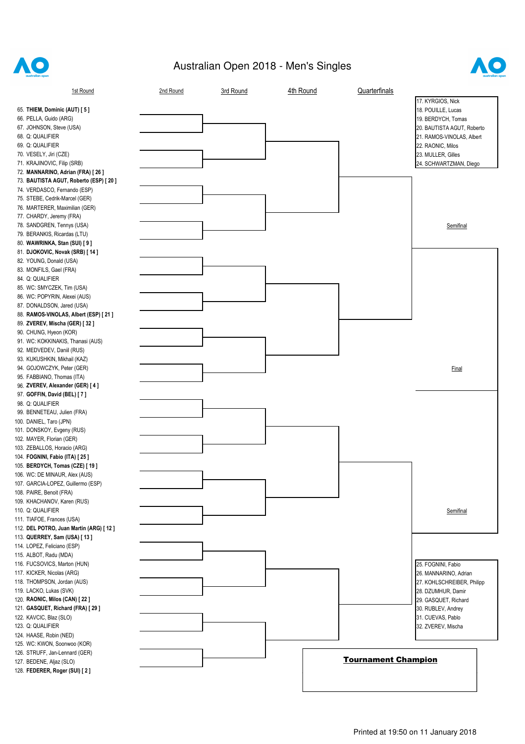# Australian Open 2018 - Men's Singles

1st Round | 2nd Round | 3rd Round | 4th Round | Quarterfinals

65. **THIEM, Dominic (AUT) [ 5 ]**
66. PELLA, Guido (ARG)
67. JOHNSON, Steve (USA)
68. Q: QUALIFIER
69. Q: QUALIFIER
70. VESELY, Jiri (CZE)
71. KRAJINOVIC, Filip (SRB)
72. **MANNARINO, Adrian (FRA) [ 26 ]**
73. **BAUTISTA AGUT, Roberto (ESP) [ 20 ]**
74. VERDASCO, Fernando (ESP)
75. STEBE, Cedrik-Marcel (GER)
76. MARTERER, Maximilian (GER)
77. CHARDY, Jeremy (FRA)
78. SANDGREN, Tennys (USA)
79. BERANKIS, Ricardas (LTU)
80. **WAWRINKA, Stan (SUI) [ 9 ]**
81. **DJOKOVIC, Novak (SRB) [ 14 ]**
82. YOUNG, Donald (USA)
83. MONFILS, Gael (FRA)
84. Q: QUALIFIER
85. WC: SMYCZEK, Tim (USA)
86. WC: POPYRIN, Alexei (AUS)
87. DONALDSON, Jared (USA)
88. **RAMOS-VINOLAS, Albert (ESP) [ 21 ]**
89. **ZVEREV, Mischa (GER) [ 32 ]**
90. CHUNG, Hyeon (KOR)
91. WC: KOKKINAKIS, Thanasi (AUS)
92. MEDVEDEV, Daniil (RUS)
93. KUKUSHKIN, Mikhail (KAZ)
94. GOJOWCZYK, Peter (GER)
95. FABBIANO, Thomas (ITA)
96. **ZVEREV, Alexander (GER) [ 4 ]**
97. **GOFFIN, David (BEL) [ 7 ]**
98. Q: QUALIFIER
99. BENNETEAU, Julien (FRA)
100. DANIEL, Taro (JPN)
101. DONSKOY, Evgeny (RUS)
102. MAYER, Florian (GER)
103. ZEBALLOS, Horacio (ARG)
104. **FOGNINI, Fabio (ITA) [ 25 ]**
105. **BERDYCH, Tomas (CZE) [ 19 ]**
106. WC: DE MINAUR, Alex (AUS)
107. GARCIA-LOPEZ, Guillermo (ESP)
108. PAIRE, Benoit (FRA)
109. KHACHANOV, Karen (RUS)
110. Q: QUALIFIER
111. TIAFOE, Frances (USA)
112. **DEL POTRO, Juan Martin (ARG) [ 12 ]**
113. **QUERREY, Sam (USA) [ 13 ]**
114. LOPEZ, Feliciano (ESP)
115. ALBOT, Radu (MDA)
116. FUCSOVICS, Marton (HUN)
117. KICKER, Nicolas (ARG)
118. THOMPSON, Jordan (AUS)
119. LACKO, Lukas (SVK)
120. **RAONIC, Milos (CAN) [ 22 ]**
121. **GASQUET, Richard (FRA) [ 29 ]**
122. KAVCIC, Blaz (SLO)
123. Q: QUALIFIER
124. HAASE, Robin (NED)
125. WC: KWON, Soonwoo (KOR)
126. STRUFF, Jan-Lennard (GER)
127. BEDENE, Aljaz (SLO)
128. **FEDERER, Roger (SUI) [ 2 ]**

17. KYRGIOS, Nick
18. POUILLE, Lucas
19. BERDYCH, Tomas
20. BAUTISTA AGUT, Roberto
21. RAMOS-VINOLAS, Albert
22. RAONIC, Milos
23. MULLER, Gilles
24. SCHWARTZMAN, Diego

Semifinal

Final

Semifinal

25. FOGNINI, Fabio
26. MANNARINO, Adrian
27. KOHLSCHREIBER, Philipp
28. DZUMHUR, Damir
29. GASQUET, Richard
30. RUBLEV, Andrey
31. CUEVAS, Pablo
32. ZVEREV, Mischa

**Tournament Champion**

Printed at 19:50 on 11 January 2018